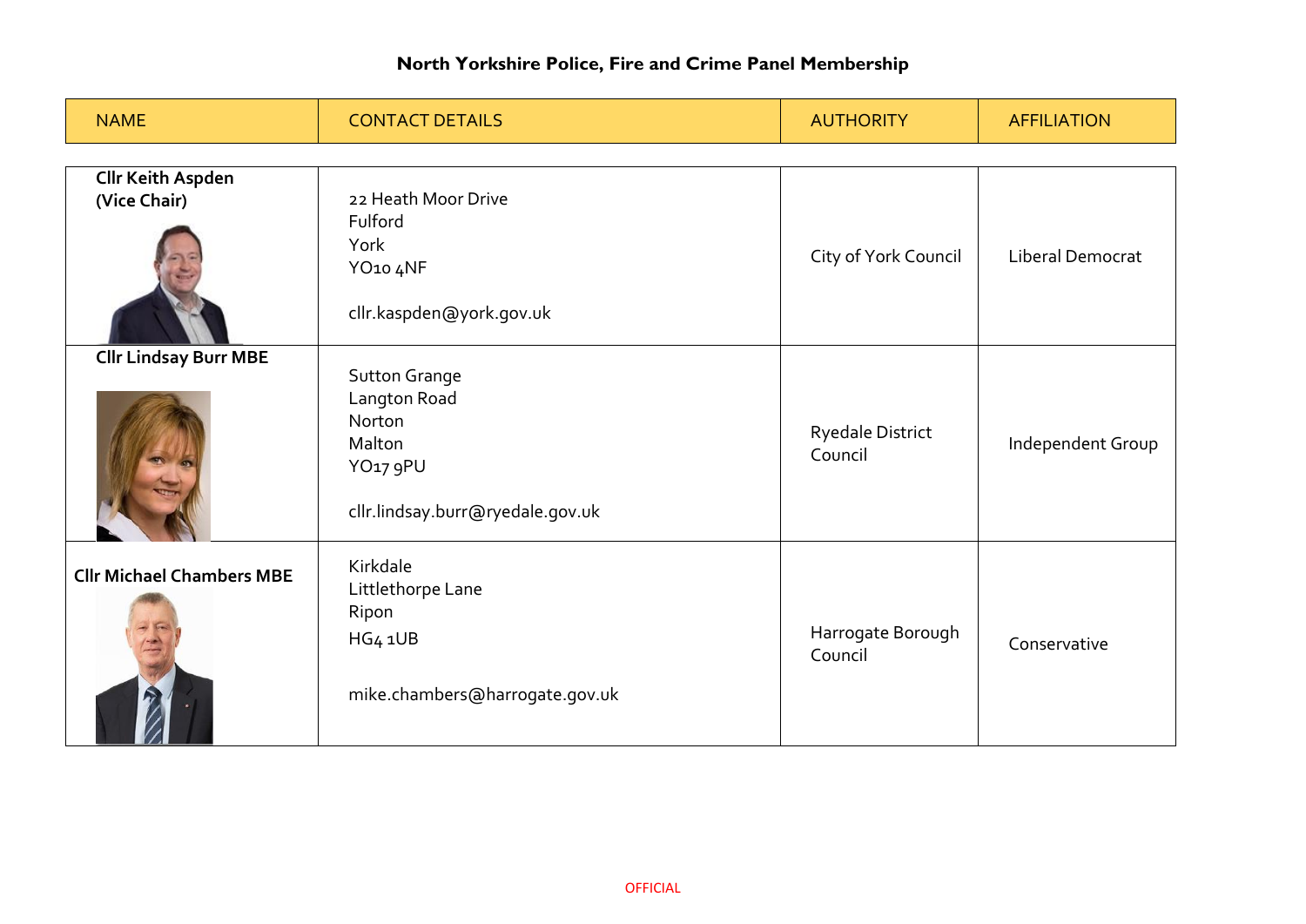# North Yorkshire Police, Fire and Crime Panel Membership

| NAME | CONTACT DETAILS | AUTHORITY | AFFILIATION |
|---|---|---|---|
| **Cllr Keith Aspden (Vice Chair)** | 22 Heath Moor Drive<br>Fulford<br>York<br>YO10 4NF<br><br>cllr.kaspden@york.gov.uk | City of York Council | Liberal Democrat |
| **Cllr Lindsay Burr MBE** | Sutton Grange<br>Langton Road<br>Norton<br>Malton<br>YO17 9PU<br><br>cllr.lindsay.burr@ryedale.gov.uk | Ryedale District Council | Independent Group |
| **Cllr Michael Chambers MBE** | Kirkdale<br>Littlethorpe Lane<br>Ripon<br>HG4 1UB<br><br>mike.chambers@harrogate.gov.uk | Harrogate Borough Council | Conservative |

OFFICIAL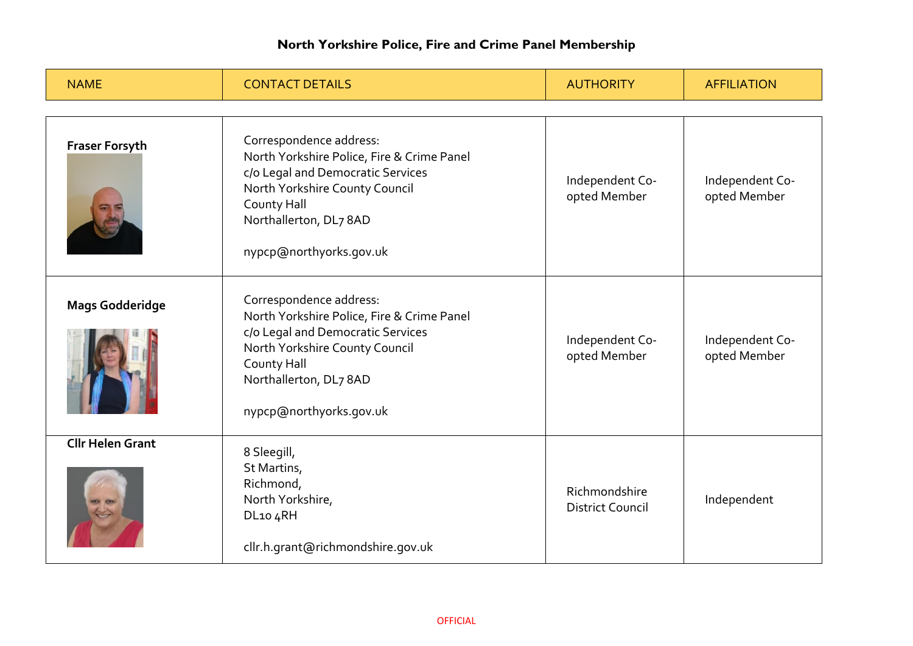**North Yorkshire Police, Fire and Crime Panel Membership**

| NAME | CONTACT DETAILS | AUTHORITY | AFFILIATION |
|---|---|---|---|
| **Fraser Forsyth** | Correspondence address:<br>North Yorkshire Police, Fire & Crime Panel<br>c/o Legal and Democratic Services<br>North Yorkshire County Council<br>County Hall<br>Northallerton, DL7 8AD<br><br>nypcp@northyorks.gov.uk | Independent Co-opted Member | Independent Co-opted Member |
| **Mags Godderidge** | Correspondence address:<br>North Yorkshire Police, Fire & Crime Panel<br>c/o Legal and Democratic Services<br>North Yorkshire County Council<br>County Hall<br>Northallerton, DL7 8AD<br><br>nypcp@northyorks.gov.uk | Independent Co-opted Member | Independent Co-opted Member |
| **Cllr Helen Grant** | 8 Sleegill,<br>St Martins,<br>Richmond,<br>North Yorkshire,<br>DL10 4RH<br><br>cllr.h.grant@richmondshire.gov.uk | Richmondshire District Council | Independent |

OFFICIAL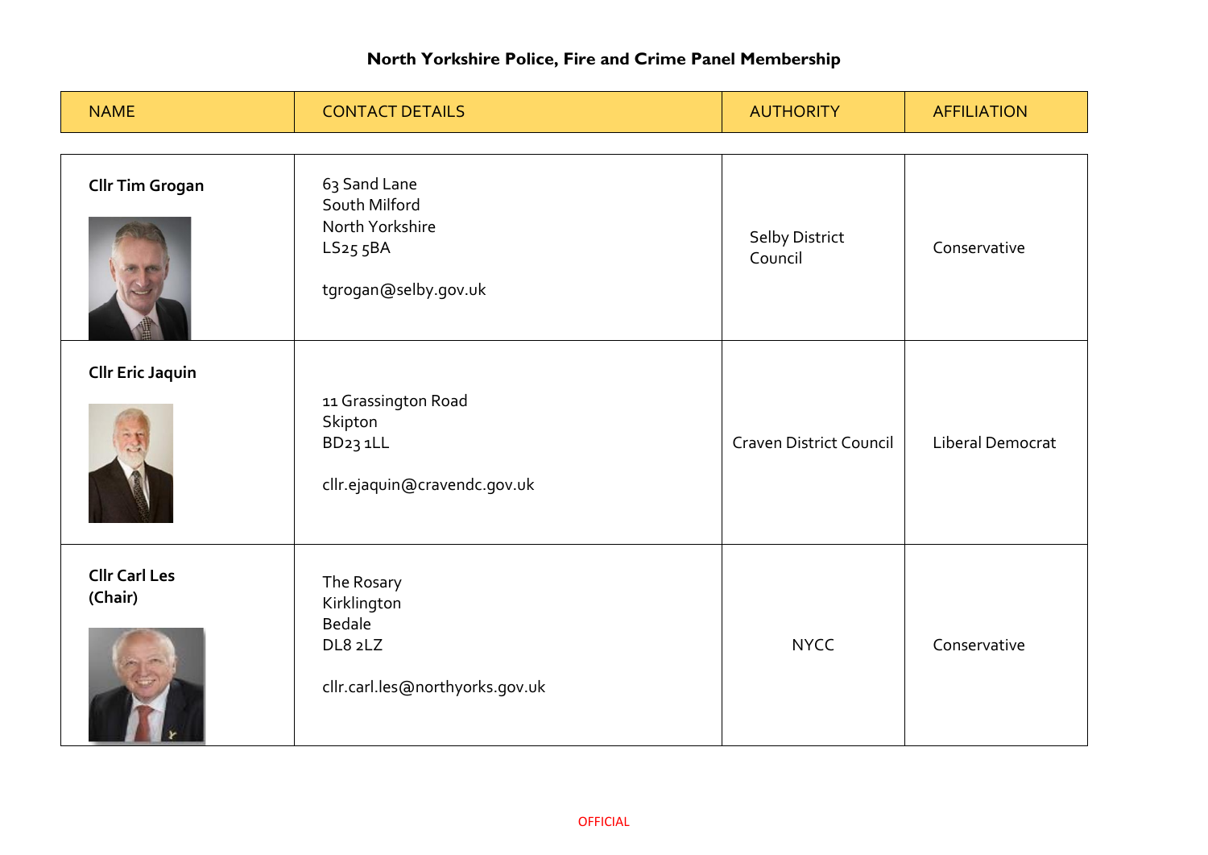**North Yorkshire Police, Fire and Crime Panel Membership**

| NAME | CONTACT DETAILS | AUTHORITY | AFFILIATION |
|---|---|---|---|
| **Cllr Tim Grogan** | 63 Sand Lane<br>South Milford<br>North Yorkshire<br>LS25 5BA<br><br>tgrogan@selby.gov.uk | Selby District Council | Conservative |
| **Cllr Eric Jaquin** | 11 Grassington Road<br>Skipton<br>BD23 1LL<br><br>cllr.ejaquin@cravendc.gov.uk | Craven District Council | Liberal Democrat |
| **Cllr Carl Les (Chair)** | The Rosary<br>Kirklington<br>Bedale<br>DL8 2LZ<br><br>cllr.carl.les@northyorks.gov.uk | NYCC | Conservative |

OFFICIAL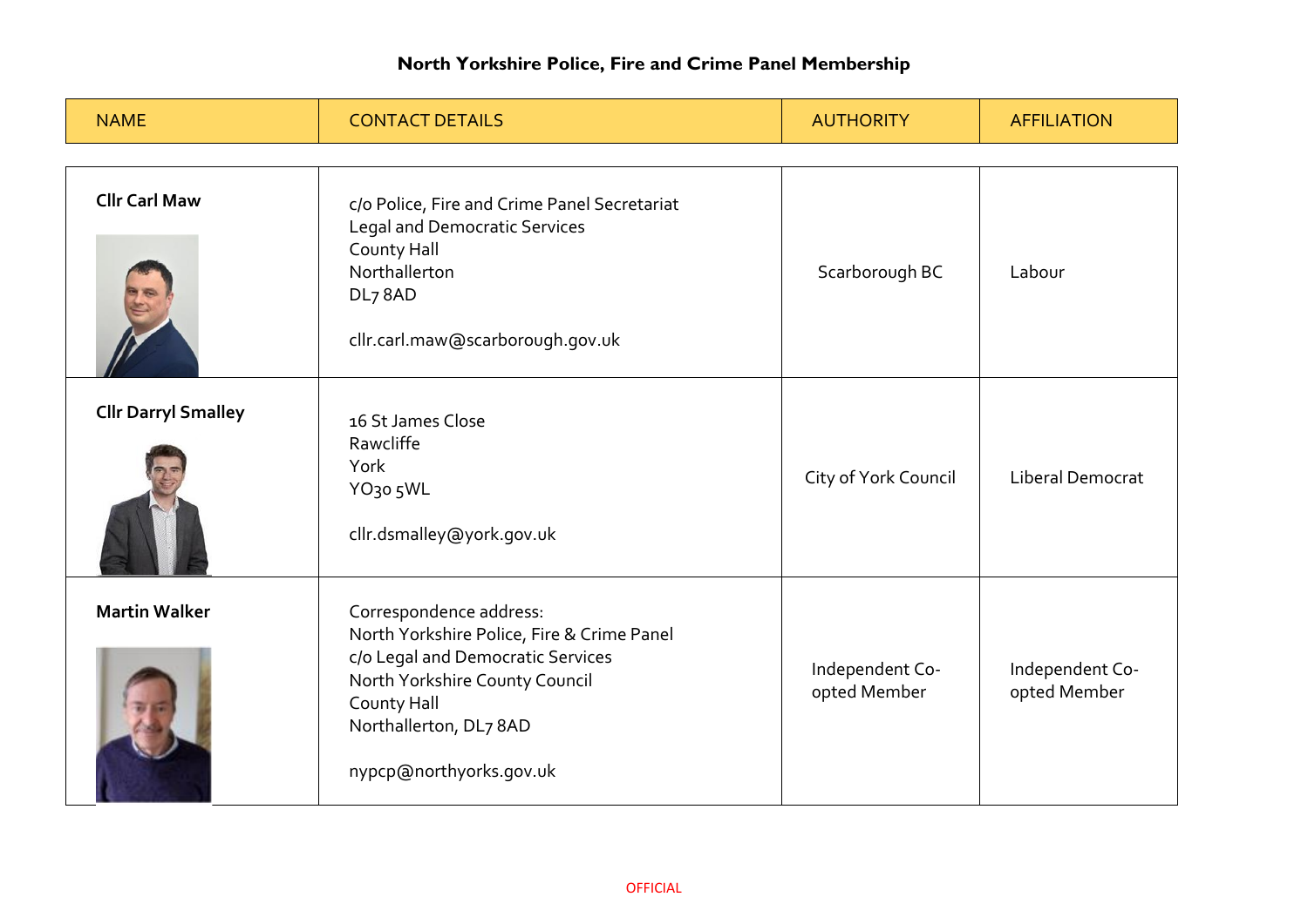# North Yorkshire Police, Fire and Crime Panel Membership

| NAME | CONTACT DETAILS | AUTHORITY | AFFILIATION |
|---|---|---|---|
| **Cllr Carl Maw** | c/o Police, Fire and Crime Panel Secretariat<br>Legal and Democratic Services<br>County Hall<br>Northallerton<br>DL7 8AD<br><br>cllr.carl.maw@scarborough.gov.uk | Scarborough BC | Labour |
| **Cllr Darryl Smalley** | 16 St James Close<br>Rawcliffe<br>York<br>YO30 5WL<br><br>cllr.dsmalley@york.gov.uk | City of York Council | Liberal Democrat |
| **Martin Walker** | Correspondence address:<br>North Yorkshire Police, Fire & Crime Panel<br>c/o Legal and Democratic Services<br>North Yorkshire County Council<br>County Hall<br>Northallerton, DL7 8AD<br><br>nypcp@northyorks.gov.uk | Independent Co-opted Member | Independent Co-opted Member |

OFFICIAL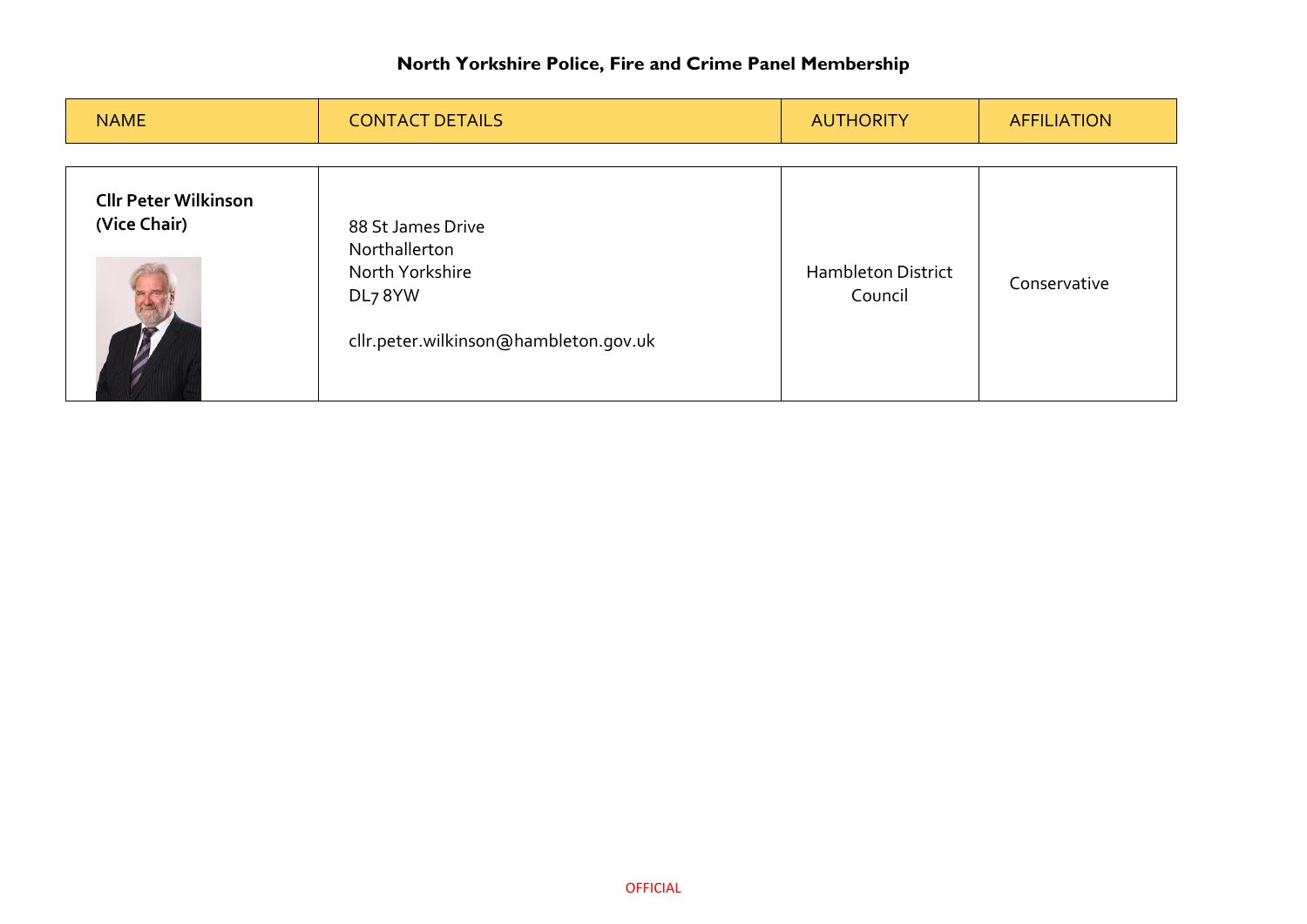**North Yorkshire Police, Fire and Crime Panel Membership**

| NAME | CONTACT DETAILS | AUTHORITY | AFFILIATION |
| --- | --- | --- | --- |
| **Cllr Peter Wilkinson (Vice Chair)** | 88 St James Drive<br>Northallerton<br>North Yorkshire<br>DL7 8YW<br><br>cllr.peter.wilkinson@hambleton.gov.uk | Hambleton District Council | Conservative |